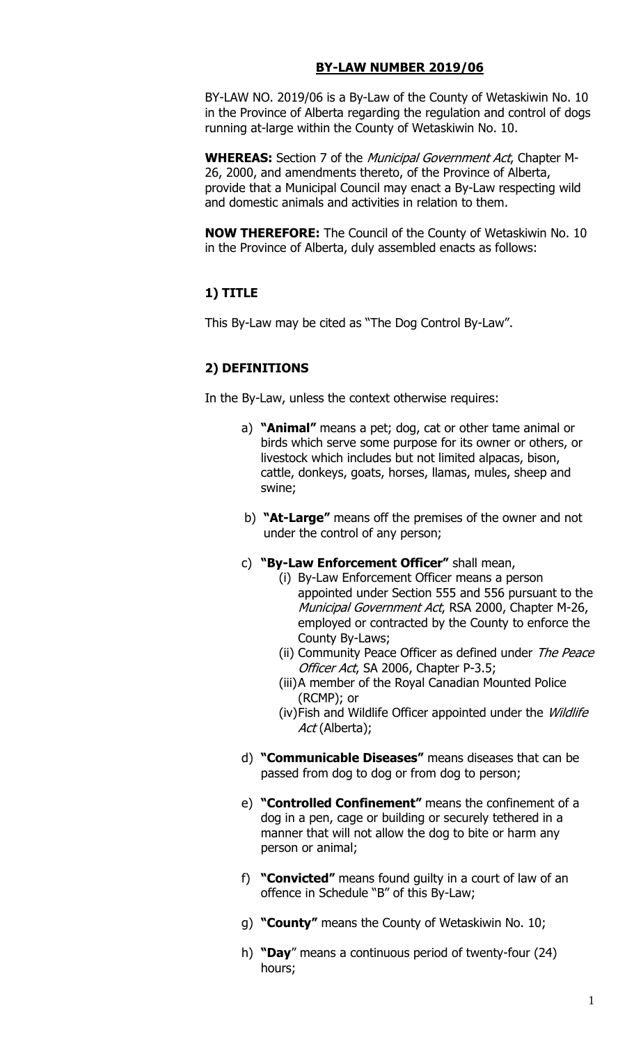## BY-LAW NUMBER 2019/06

BY-LAW NO. 2019/06 is a By-Law of the County of Wetaskiwin No. 10 in the Province of Alberta regarding the regulation and control of dogs running at-large within the County of Wetaskiwin No. 10.

**WHEREAS:** Section 7 of the *Municipal Government Act*, Chapter M-26, 2000, and amendments thereto, of the Province of Alberta, provide that a Municipal Council may enact a By-Law respecting wild and domestic animals and activities in relation to them.

**NOW THEREFORE:** The Council of the County of Wetaskiwin No. 10 in the Province of Alberta, duly assembled enacts as follows:

### 1) TITLE

This By-Law may be cited as "The Dog Control By-Law".

### 2) DEFINITIONS

In the By-Law, unless the context otherwise requires:

a) **"Animal"** means a pet; dog, cat or other tame animal or birds which serve some purpose for its owner or others, or livestock which includes but not limited alpacas, bison, cattle, donkeys, goats, horses, llamas, mules, sheep and swine;

b) **"At-Large"** means off the premises of the owner and not under the control of any person;

c) **"By-Law Enforcement Officer"** shall mean,
   (i) By-Law Enforcement Officer means a person appointed under Section 555 and 556 pursuant to the *Municipal Government Act*, RSA 2000, Chapter M-26, employed or contracted by the County to enforce the County By-Laws;
   (ii) Community Peace Officer as defined under *The Peace Officer Act*, SA 2006, Chapter P-3.5;
   (iii) A member of the Royal Canadian Mounted Police (RCMP); or
   (iv) Fish and Wildlife Officer appointed under the *Wildlife Act* (Alberta);

d) **"Communicable Diseases"** means diseases that can be passed from dog to dog or from dog to person;

e) **"Controlled Confinement"** means the confinement of a dog in a pen, cage or building or securely tethered in a manner that will not allow the dog to bite or harm any person or animal;

f) **"Convicted"** means found guilty in a court of law of an offence in Schedule "B" of this By-Law;

g) **"County"** means the County of Wetaskiwin No. 10;

h) **"Day"** means a continuous period of twenty-four (24) hours;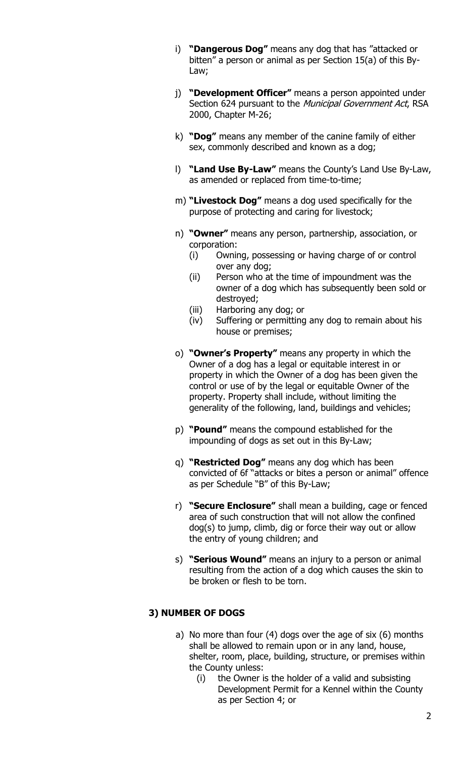i) **"Dangerous Dog"** means any dog that has "attacked or bitten" a person or animal as per Section 15(a) of this By-Law;

j) **"Development Officer"** means a person appointed under Section 624 pursuant to the *Municipal Government Act*, RSA 2000, Chapter M-26;

k) **"Dog"** means any member of the canine family of either sex, commonly described and known as a dog;

l) **"Land Use By-Law"** means the County's Land Use By-Law, as amended or replaced from time-to-time;

m) **"Livestock Dog"** means a dog used specifically for the purpose of protecting and caring for livestock;

n) **"Owner"** means any person, partnership, association, or corporation:
   - (i) Owning, possessing or having charge of or control over any dog;
   - (ii) Person who at the time of impoundment was the owner of a dog which has subsequently been sold or destroyed;
   - (iii) Harboring any dog; or
   - (iv) Suffering or permitting any dog to remain about his house or premises;

o) **"Owner's Property"** means any property in which the Owner of a dog has a legal or equitable interest in or property in which the Owner of a dog has been given the control or use of by the legal or equitable Owner of the property. Property shall include, without limiting the generality of the following, land, buildings and vehicles;

p) **"Pound"** means the compound established for the impounding of dogs as set out in this By-Law;

q) **"Restricted Dog"** means any dog which has been convicted of 6f "attacks or bites a person or animal" offence as per Schedule "B" of this By-Law;

r) **"Secure Enclosure"** shall mean a building, cage or fenced area of such construction that will not allow the confined dog(s) to jump, climb, dig or force their way out or allow the entry of young children; and

s) **"Serious Wound"** means an injury to a person or animal resulting from the action of a dog which causes the skin to be broken or flesh to be torn.

## 3) NUMBER OF DOGS

a) No more than four (4) dogs over the age of six (6) months shall be allowed to remain upon or in any land, house, shelter, room, place, building, structure, or premises within the County unless:
   - (i) the Owner is the holder of a valid and subsisting Development Permit for a Kennel within the County as per Section 4; or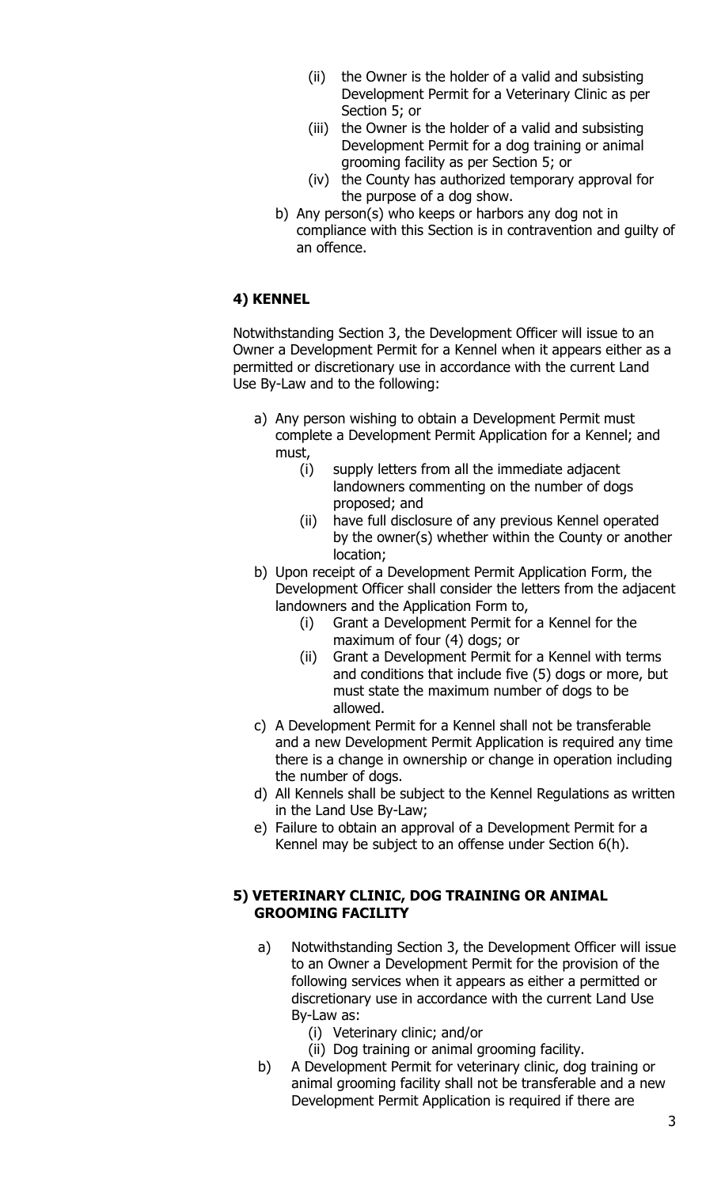(ii) the Owner is the holder of a valid and subsisting Development Permit for a Veterinary Clinic as per Section 5; or

(iii) the Owner is the holder of a valid and subsisting Development Permit for a dog training or animal grooming facility as per Section 5; or

(iv) the County has authorized temporary approval for the purpose of a dog show.

b) Any person(s) who keeps or harbors any dog not in compliance with this Section is in contravention and guilty of an offence.

### 4) KENNEL

Notwithstanding Section 3, the Development Officer will issue to an Owner a Development Permit for a Kennel when it appears either as a permitted or discretionary use in accordance with the current Land Use By-Law and to the following:

a) Any person wishing to obtain a Development Permit must complete a Development Permit Application for a Kennel; and must,
   - (i) supply letters from all the immediate adjacent landowners commenting on the number of dogs proposed; and
   - (ii) have full disclosure of any previous Kennel operated by the owner(s) whether within the County or another location;

b) Upon receipt of a Development Permit Application Form, the Development Officer shall consider the letters from the adjacent landowners and the Application Form to,
   - (i) Grant a Development Permit for a Kennel for the maximum of four (4) dogs; or
   - (ii) Grant a Development Permit for a Kennel with terms and conditions that include five (5) dogs or more, but must state the maximum number of dogs to be allowed.

c) A Development Permit for a Kennel shall not be transferable and a new Development Permit Application is required any time there is a change in ownership or change in operation including the number of dogs.

d) All Kennels shall be subject to the Kennel Regulations as written in the Land Use By-Law;

e) Failure to obtain an approval of a Development Permit for a Kennel may be subject to an offense under Section 6(h).

### 5) VETERINARY CLINIC, DOG TRAINING OR ANIMAL GROOMING FACILITY

a) Notwithstanding Section 3, the Development Officer will issue to an Owner a Development Permit for the provision of the following services when it appears as either a permitted or discretionary use in accordance with the current Land Use By-Law as:
   - (i) Veterinary clinic; and/or
   - (ii) Dog training or animal grooming facility.

b) A Development Permit for veterinary clinic, dog training or animal grooming facility shall not be transferable and a new Development Permit Application is required if there are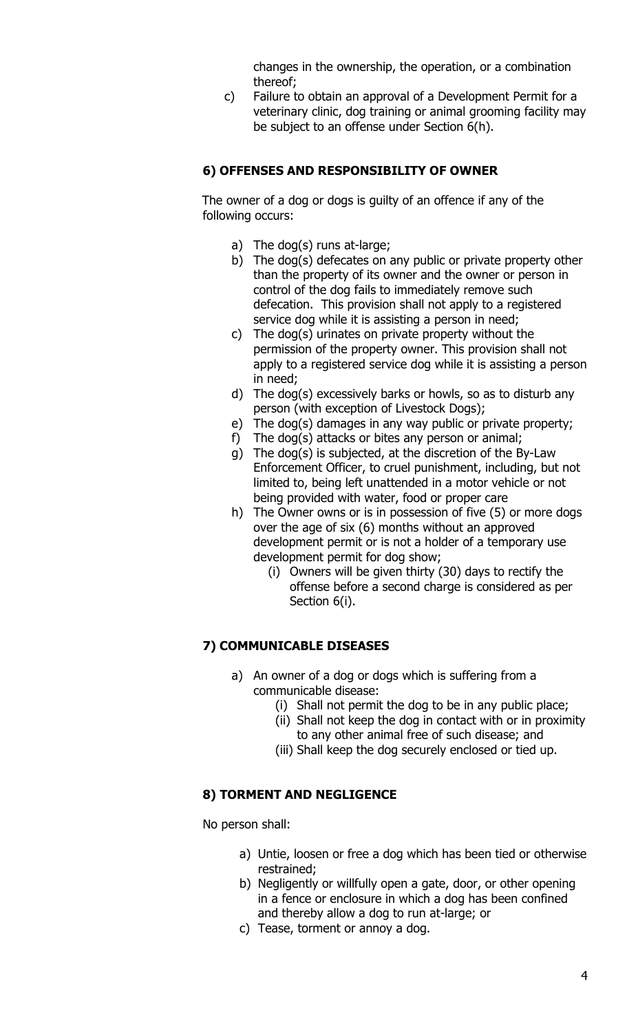changes in the ownership, the operation, or a combination thereof;

c) Failure to obtain an approval of a Development Permit for a veterinary clinic, dog training or animal grooming facility may be subject to an offense under Section 6(h).

## 6) OFFENSES AND RESPONSIBILITY OF OWNER

The owner of a dog or dogs is guilty of an offence if any of the following occurs:

a) The dog(s) runs at-large;
b) The dog(s) defecates on any public or private property other than the property of its owner and the owner or person in control of the dog fails to immediately remove such defecation. This provision shall not apply to a registered service dog while it is assisting a person in need;
c) The dog(s) urinates on private property without the permission of the property owner. This provision shall not apply to a registered service dog while it is assisting a person in need;
d) The dog(s) excessively barks or howls, so as to disturb any person (with exception of Livestock Dogs);
e) The dog(s) damages in any way public or private property;
f) The dog(s) attacks or bites any person or animal;
g) The dog(s) is subjected, at the discretion of the By-Law Enforcement Officer, to cruel punishment, including, but not limited to, being left unattended in a motor vehicle or not being provided with water, food or proper care
h) The Owner owns or is in possession of five (5) or more dogs over the age of six (6) months without an approved development permit or is not a holder of a temporary use development permit for dog show;
   (i) Owners will be given thirty (30) days to rectify the offense before a second charge is considered as per Section 6(i).

## 7) COMMUNICABLE DISEASES

a) An owner of a dog or dogs which is suffering from a communicable disease:
   (i) Shall not permit the dog to be in any public place;
   (ii) Shall not keep the dog in contact with or in proximity to any other animal free of such disease; and
   (iii) Shall keep the dog securely enclosed or tied up.

## 8) TORMENT AND NEGLIGENCE

No person shall:

a) Untie, loosen or free a dog which has been tied or otherwise restrained;
b) Negligently or willfully open a gate, door, or other opening in a fence or enclosure in which a dog has been confined and thereby allow a dog to run at-large; or
c) Tease, torment or annoy a dog.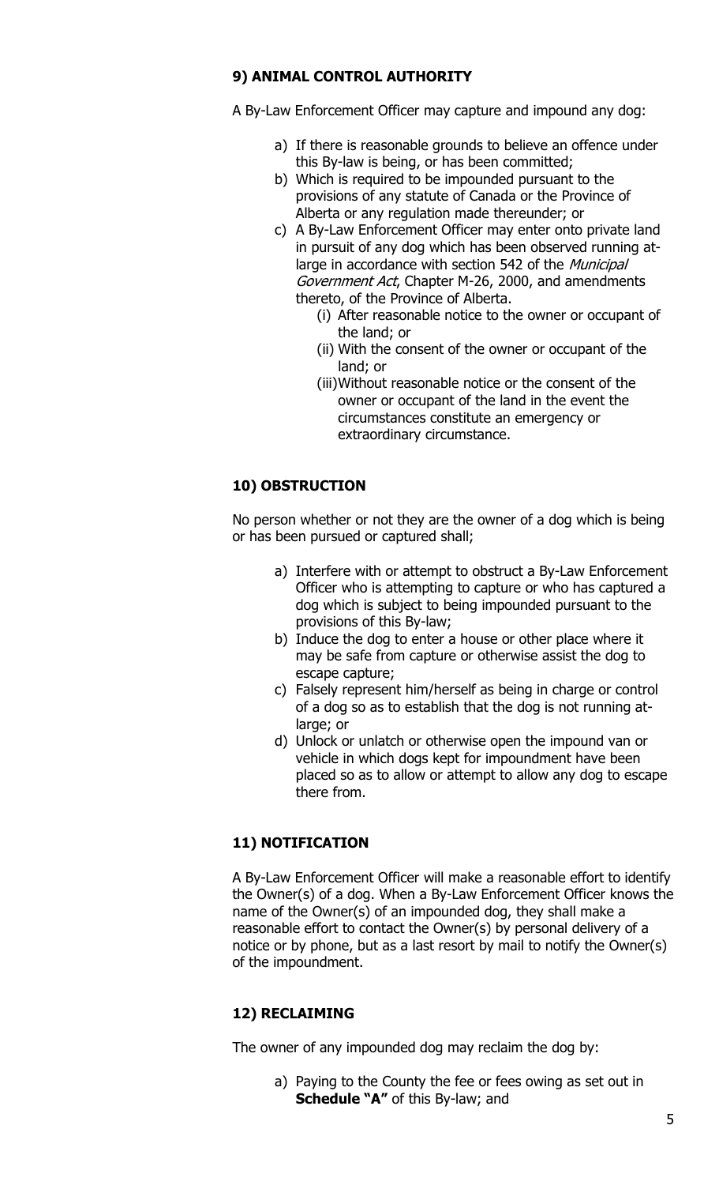### 9) ANIMAL CONTROL AUTHORITY

A By-Law Enforcement Officer may capture and impound any dog:

a) If there is reasonable grounds to believe an offence under this By-law is being, or has been committed;
b) Which is required to be impounded pursuant to the provisions of any statute of Canada or the Province of Alberta or any regulation made thereunder; or
c) A By-Law Enforcement Officer may enter onto private land in pursuit of any dog which has been observed running at-large in accordance with section 542 of the *Municipal Government Act*, Chapter M-26, 2000, and amendments thereto, of the Province of Alberta.
    (i) After reasonable notice to the owner or occupant of the land; or
    (ii) With the consent of the owner or occupant of the land; or
    (iii) Without reasonable notice or the consent of the owner or occupant of the land in the event the circumstances constitute an emergency or extraordinary circumstance.

### 10) OBSTRUCTION

No person whether or not they are the owner of a dog which is being or has been pursued or captured shall;

a) Interfere with or attempt to obstruct a By-Law Enforcement Officer who is attempting to capture or who has captured a dog which is subject to being impounded pursuant to the provisions of this By-law;
b) Induce the dog to enter a house or other place where it may be safe from capture or otherwise assist the dog to escape capture;
c) Falsely represent him/herself as being in charge or control of a dog so as to establish that the dog is not running at-large; or
d) Unlock or unlatch or otherwise open the impound van or vehicle in which dogs kept for impoundment have been placed so as to allow or attempt to allow any dog to escape there from.

### 11) NOTIFICATION

A By-Law Enforcement Officer will make a reasonable effort to identify the Owner(s) of a dog. When a By-Law Enforcement Officer knows the name of the Owner(s) of an impounded dog, they shall make a reasonable effort to contact the Owner(s) by personal delivery of a notice or by phone, but as a last resort by mail to notify the Owner(s) of the impoundment.

### 12) RECLAIMING

The owner of any impounded dog may reclaim the dog by:

a) Paying to the County the fee or fees owing as set out in **Schedule "A"** of this By-law; and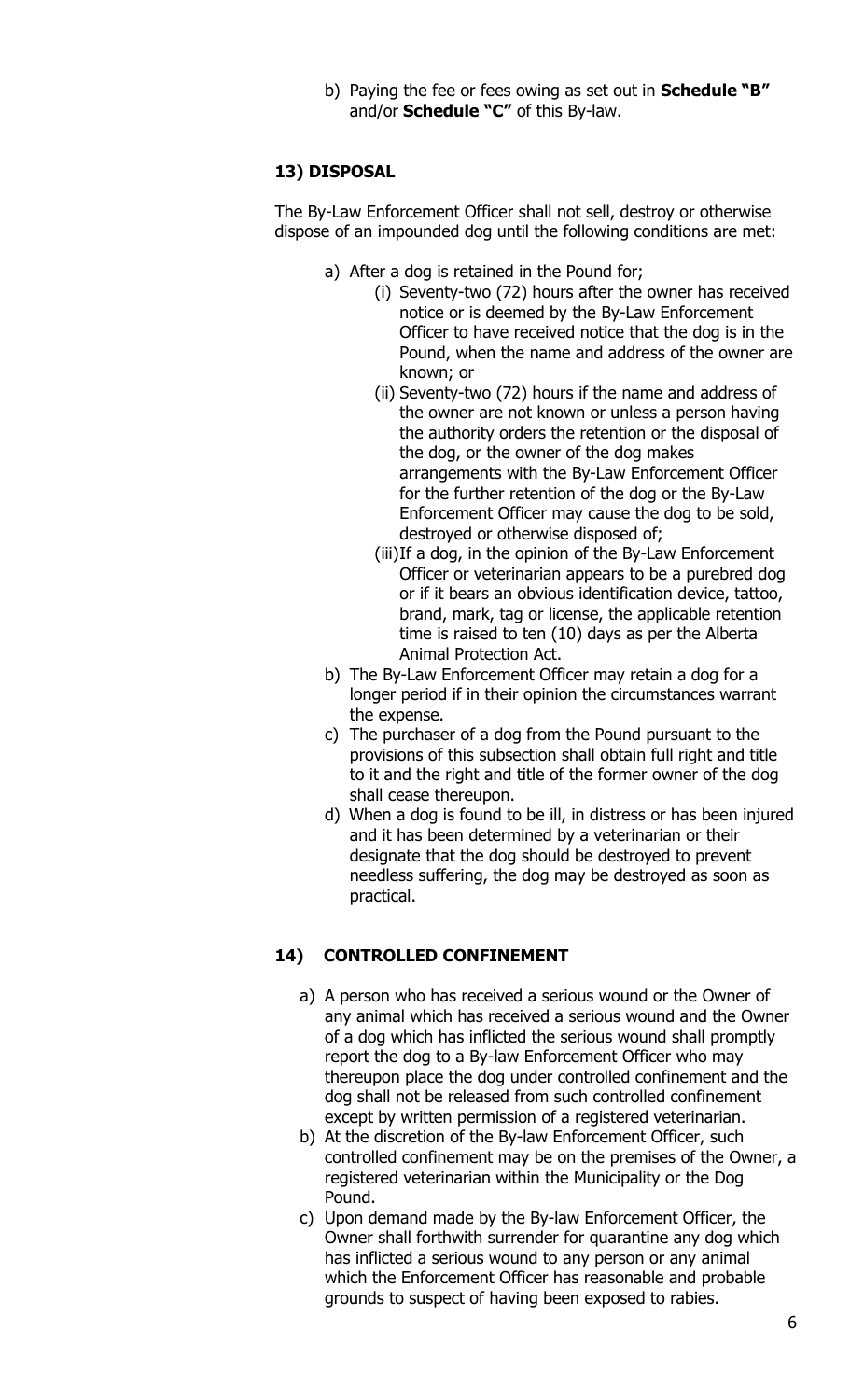b) Paying the fee or fees owing as set out in **Schedule "B"** and/or **Schedule "C"** of this By-law.

## 13) DISPOSAL

The By-Law Enforcement Officer shall not sell, destroy or otherwise dispose of an impounded dog until the following conditions are met:

a) After a dog is retained in the Pound for;
   - (i) Seventy-two (72) hours after the owner has received notice or is deemed by the By-Law Enforcement Officer to have received notice that the dog is in the Pound, when the name and address of the owner are known; or
   - (ii) Seventy-two (72) hours if the name and address of the owner are not known or unless a person having the authority orders the retention or the disposal of the dog, or the owner of the dog makes arrangements with the By-Law Enforcement Officer for the further retention of the dog or the By-Law Enforcement Officer may cause the dog to be sold, destroyed or otherwise disposed of;
   - (iii) If a dog, in the opinion of the By-Law Enforcement Officer or veterinarian appears to be a purebred dog or if it bears an obvious identification device, tattoo, brand, mark, tag or license, the applicable retention time is raised to ten (10) days as per the Alberta Animal Protection Act.

b) The By-Law Enforcement Officer may retain a dog for a longer period if in their opinion the circumstances warrant the expense.

c) The purchaser of a dog from the Pound pursuant to the provisions of this subsection shall obtain full right and title to it and the right and title of the former owner of the dog shall cease thereupon.

d) When a dog is found to be ill, in distress or has been injured and it has been determined by a veterinarian or their designate that the dog should be destroyed to prevent needless suffering, the dog may be destroyed as soon as practical.

## 14) CONTROLLED CONFINEMENT

a) A person who has received a serious wound or the Owner of any animal which has received a serious wound and the Owner of a dog which has inflicted the serious wound shall promptly report the dog to a By-law Enforcement Officer who may thereupon place the dog under controlled confinement and the dog shall not be released from such controlled confinement except by written permission of a registered veterinarian.

b) At the discretion of the By-law Enforcement Officer, such controlled confinement may be on the premises of the Owner, a registered veterinarian within the Municipality or the Dog Pound.

c) Upon demand made by the By-law Enforcement Officer, the Owner shall forthwith surrender for quarantine any dog which has inflicted a serious wound to any person or any animal which the Enforcement Officer has reasonable and probable grounds to suspect of having been exposed to rabies.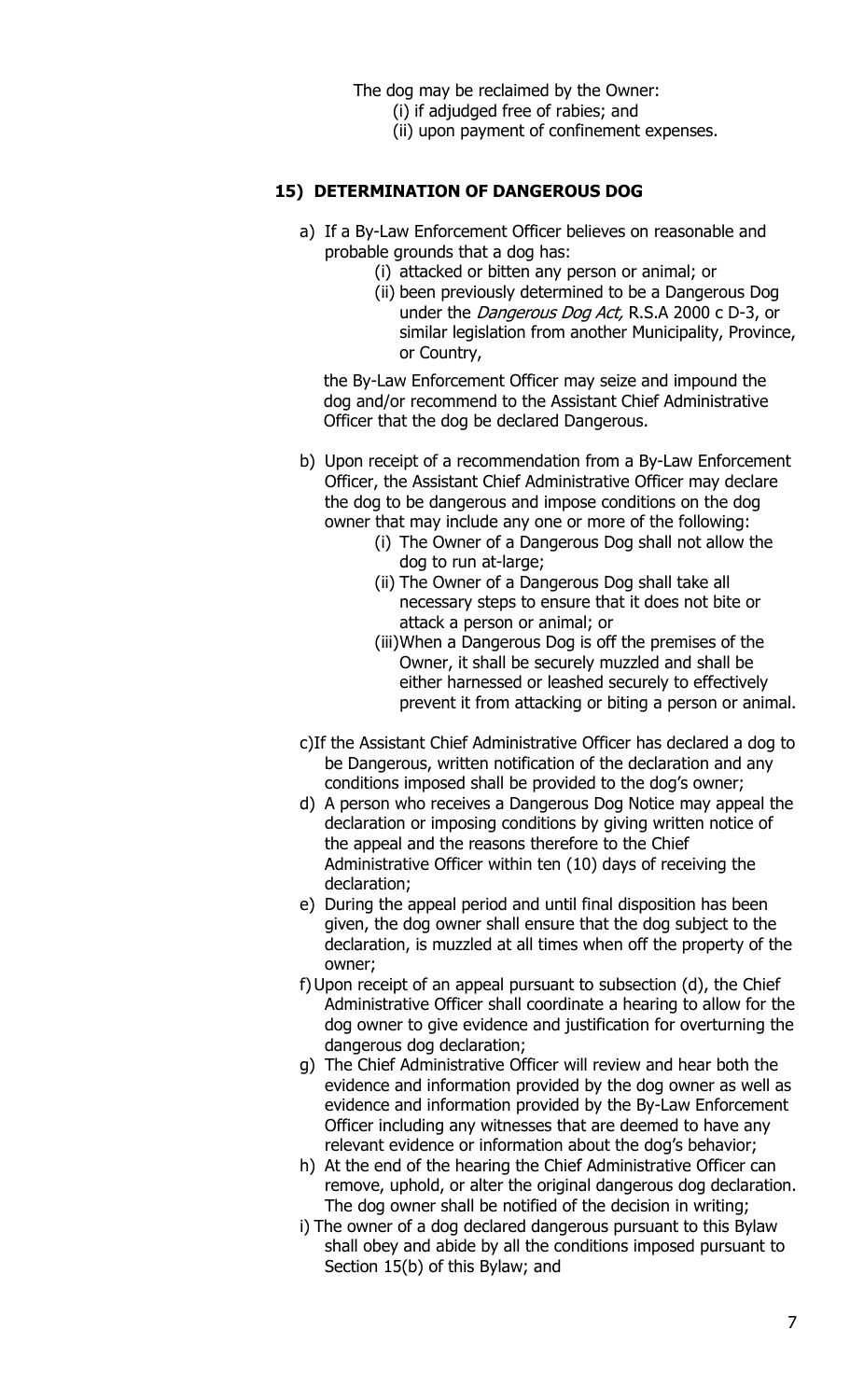The dog may be reclaimed by the Owner:

(i) if adjudged free of rabies; and

(ii) upon payment of confinement expenses.

## 15) DETERMINATION OF DANGEROUS DOG

a) If a By-Law Enforcement Officer believes on reasonable and probable grounds that a dog has:

   (i) attacked or bitten any person or animal; or

   (ii) been previously determined to be a Dangerous Dog under the *Dangerous Dog Act,* R.S.A 2000 c D-3, or similar legislation from another Municipality, Province, or Country,

   the By-Law Enforcement Officer may seize and impound the dog and/or recommend to the Assistant Chief Administrative Officer that the dog be declared Dangerous.

b) Upon receipt of a recommendation from a By-Law Enforcement Officer, the Assistant Chief Administrative Officer may declare the dog to be dangerous and impose conditions on the dog owner that may include any one or more of the following:

   (i) The Owner of a Dangerous Dog shall not allow the dog to run at-large;

   (ii) The Owner of a Dangerous Dog shall take all necessary steps to ensure that it does not bite or attack a person or animal; or

   (iii) When a Dangerous Dog is off the premises of the Owner, it shall be securely muzzled and shall be either harnessed or leashed securely to effectively prevent it from attacking or biting a person or animal.

c) If the Assistant Chief Administrative Officer has declared a dog to be Dangerous, written notification of the declaration and any conditions imposed shall be provided to the dog's owner;

d) A person who receives a Dangerous Dog Notice may appeal the declaration or imposing conditions by giving written notice of the appeal and the reasons therefore to the Chief Administrative Officer within ten (10) days of receiving the declaration;

e) During the appeal period and until final disposition has been given, the dog owner shall ensure that the dog subject to the declaration, is muzzled at all times when off the property of the owner;

f) Upon receipt of an appeal pursuant to subsection (d), the Chief Administrative Officer shall coordinate a hearing to allow for the dog owner to give evidence and justification for overturning the dangerous dog declaration;

g) The Chief Administrative Officer will review and hear both the evidence and information provided by the dog owner as well as evidence and information provided by the By-Law Enforcement Officer including any witnesses that are deemed to have any relevant evidence or information about the dog's behavior;

h) At the end of the hearing the Chief Administrative Officer can remove, uphold, or alter the original dangerous dog declaration. The dog owner shall be notified of the decision in writing;

i) The owner of a dog declared dangerous pursuant to this Bylaw shall obey and abide by all the conditions imposed pursuant to Section 15(b) of this Bylaw; and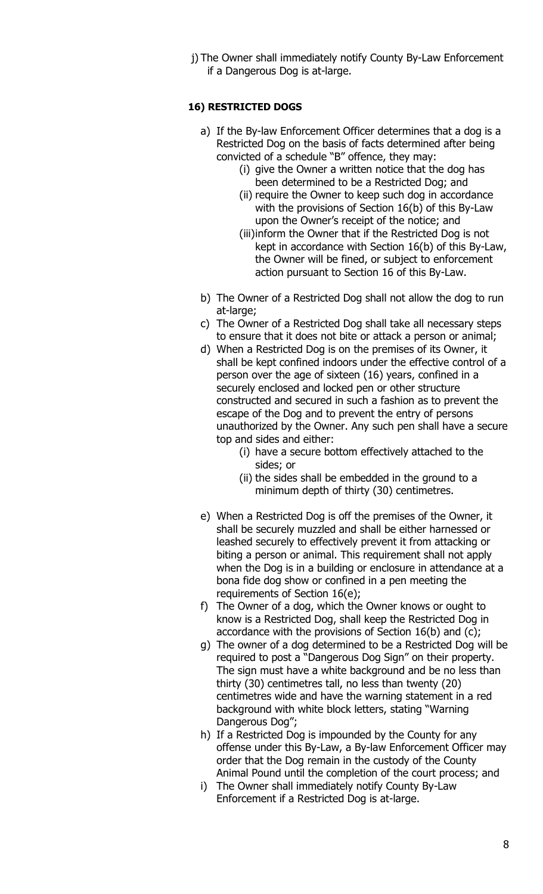j) The Owner shall immediately notify County By-Law Enforcement if a Dangerous Dog is at-large.

### 16) RESTRICTED DOGS

a) If the By-law Enforcement Officer determines that a dog is a Restricted Dog on the basis of facts determined after being convicted of a schedule "B" offence, they may:
   (i) give the Owner a written notice that the dog has been determined to be a Restricted Dog; and
   (ii) require the Owner to keep such dog in accordance with the provisions of Section 16(b) of this By-Law upon the Owner's receipt of the notice; and
   (iii) inform the Owner that if the Restricted Dog is not kept in accordance with Section 16(b) of this By-Law, the Owner will be fined, or subject to enforcement action pursuant to Section 16 of this By-Law.

b) The Owner of a Restricted Dog shall not allow the dog to run at-large;

c) The Owner of a Restricted Dog shall take all necessary steps to ensure that it does not bite or attack a person or animal;

d) When a Restricted Dog is on the premises of its Owner, it shall be kept confined indoors under the effective control of a person over the age of sixteen (16) years, confined in a securely enclosed and locked pen or other structure constructed and secured in such a fashion as to prevent the escape of the Dog and to prevent the entry of persons unauthorized by the Owner. Any such pen shall have a secure top and sides and either:
   (i) have a secure bottom effectively attached to the sides; or
   (ii) the sides shall be embedded in the ground to a minimum depth of thirty (30) centimetres.

e) When a Restricted Dog is off the premises of the Owner, it shall be securely muzzled and shall be either harnessed or leashed securely to effectively prevent it from attacking or biting a person or animal. This requirement shall not apply when the Dog is in a building or enclosure in attendance at a bona fide dog show or confined in a pen meeting the requirements of Section 16(e);

f) The Owner of a dog, which the Owner knows or ought to know is a Restricted Dog, shall keep the Restricted Dog in accordance with the provisions of Section 16(b) and (c);

g) The owner of a dog determined to be a Restricted Dog will be required to post a "Dangerous Dog Sign" on their property. The sign must have a white background and be no less than thirty (30) centimetres tall, no less than twenty (20) centimetres wide and have the warning statement in a red background with white block letters, stating "Warning Dangerous Dog";

h) If a Restricted Dog is impounded by the County for any offense under this By-Law, a By-law Enforcement Officer may order that the Dog remain in the custody of the County Animal Pound until the completion of the court process; and

i) The Owner shall immediately notify County By-Law Enforcement if a Restricted Dog is at-large.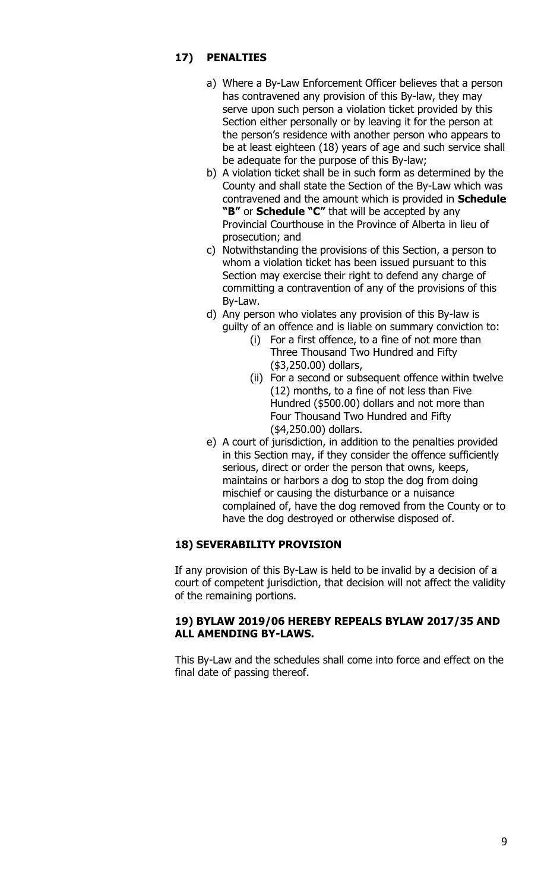## 17) PENALTIES

a) Where a By-Law Enforcement Officer believes that a person has contravened any provision of this By-law, they may serve upon such person a violation ticket provided by this Section either personally or by leaving it for the person at the person's residence with another person who appears to be at least eighteen (18) years of age and such service shall be adequate for the purpose of this By-law;

b) A violation ticket shall be in such form as determined by the County and shall state the Section of the By-Law which was contravened and the amount which is provided in **Schedule "B"** or **Schedule "C"** that will be accepted by any Provincial Courthouse in the Province of Alberta in lieu of prosecution; and

c) Notwithstanding the provisions of this Section, a person to whom a violation ticket has been issued pursuant to this Section may exercise their right to defend any charge of committing a contravention of any of the provisions of this By-Law.

d) Any person who violates any provision of this By-law is guilty of an offence and is liable on summary conviction to:
   - (i) For a first offence, to a fine of not more than Three Thousand Two Hundred and Fifty ($3,250.00) dollars,
   - (ii) For a second or subsequent offence within twelve (12) months, to a fine of not less than Five Hundred ($500.00) dollars and not more than Four Thousand Two Hundred and Fifty ($4,250.00) dollars.

e) A court of jurisdiction, in addition to the penalties provided in this Section may, if they consider the offence sufficiently serious, direct or order the person that owns, keeps, maintains or harbors a dog to stop the dog from doing mischief or causing the disturbance or a nuisance complained of, have the dog removed from the County or to have the dog destroyed or otherwise disposed of.

## 18) SEVERABILITY PROVISION

If any provision of this By-Law is held to be invalid by a decision of a court of competent jurisdiction, that decision will not affect the validity of the remaining portions.

## 19) BYLAW 2019/06 HEREBY REPEALS BYLAW 2017/35 AND ALL AMENDING BY-LAWS.

This By-Law and the schedules shall come into force and effect on the final date of passing thereof.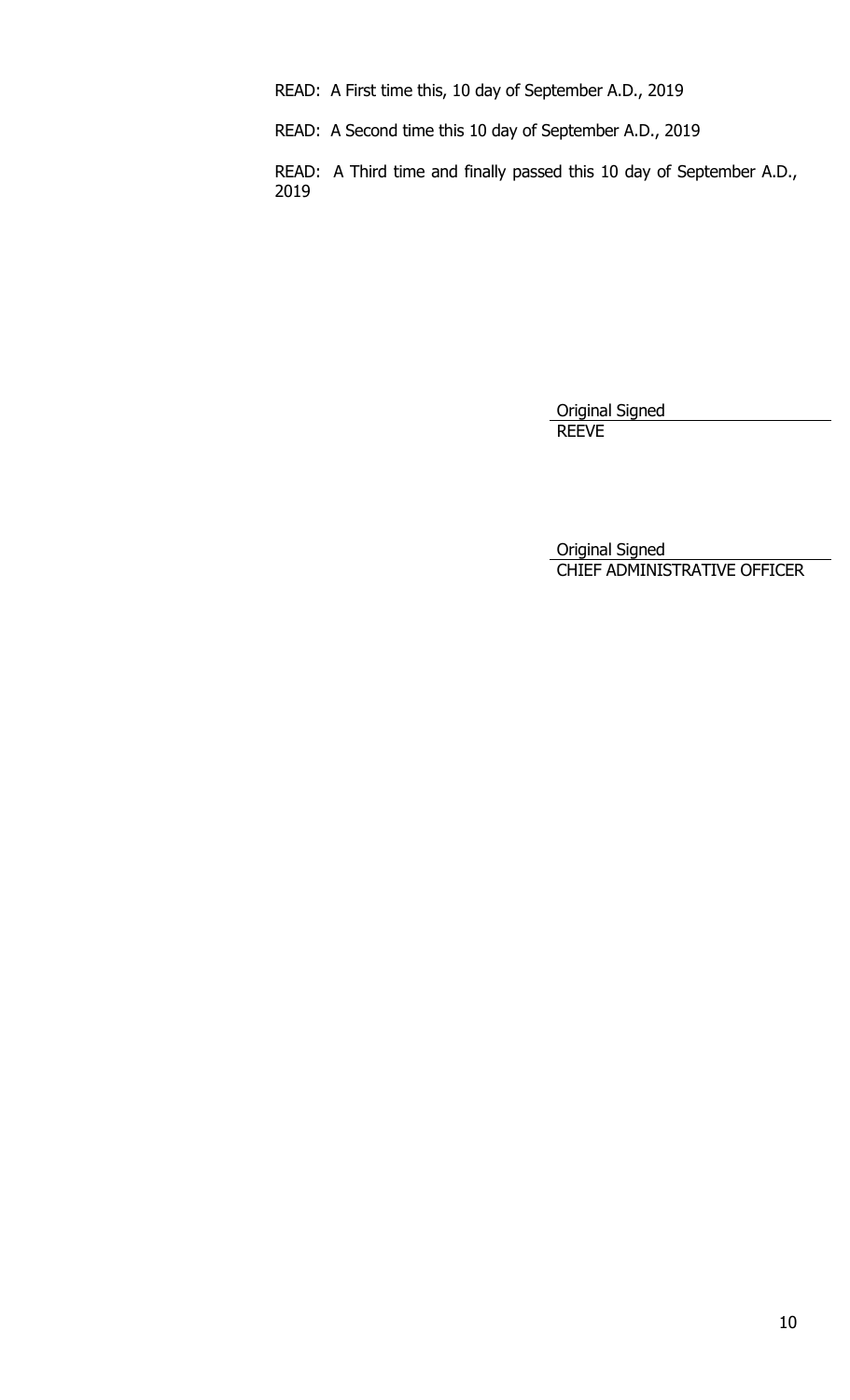READ: A First time this, 10 day of September A.D., 2019

READ: A Second time this 10 day of September A.D., 2019

READ: A Third time and finally passed this 10 day of September A.D., 2019

Original Signed
REEVE

Original Signed
CHIEF ADMINISTRATIVE OFFICER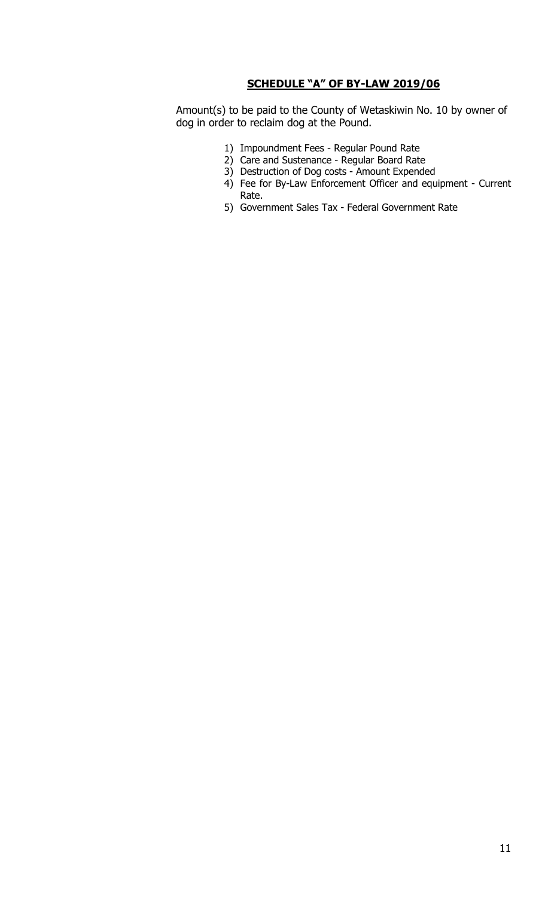## **SCHEDULE "A" OF BY-LAW 2019/06**

Amount(s) to be paid to the County of Wetaskiwin No. 10 by owner of dog in order to reclaim dog at the Pound.

1) Impoundment Fees - Regular Pound Rate
2) Care and Sustenance - Regular Board Rate
3) Destruction of Dog costs - Amount Expended
4) Fee for By-Law Enforcement Officer and equipment - Current Rate.
5) Government Sales Tax - Federal Government Rate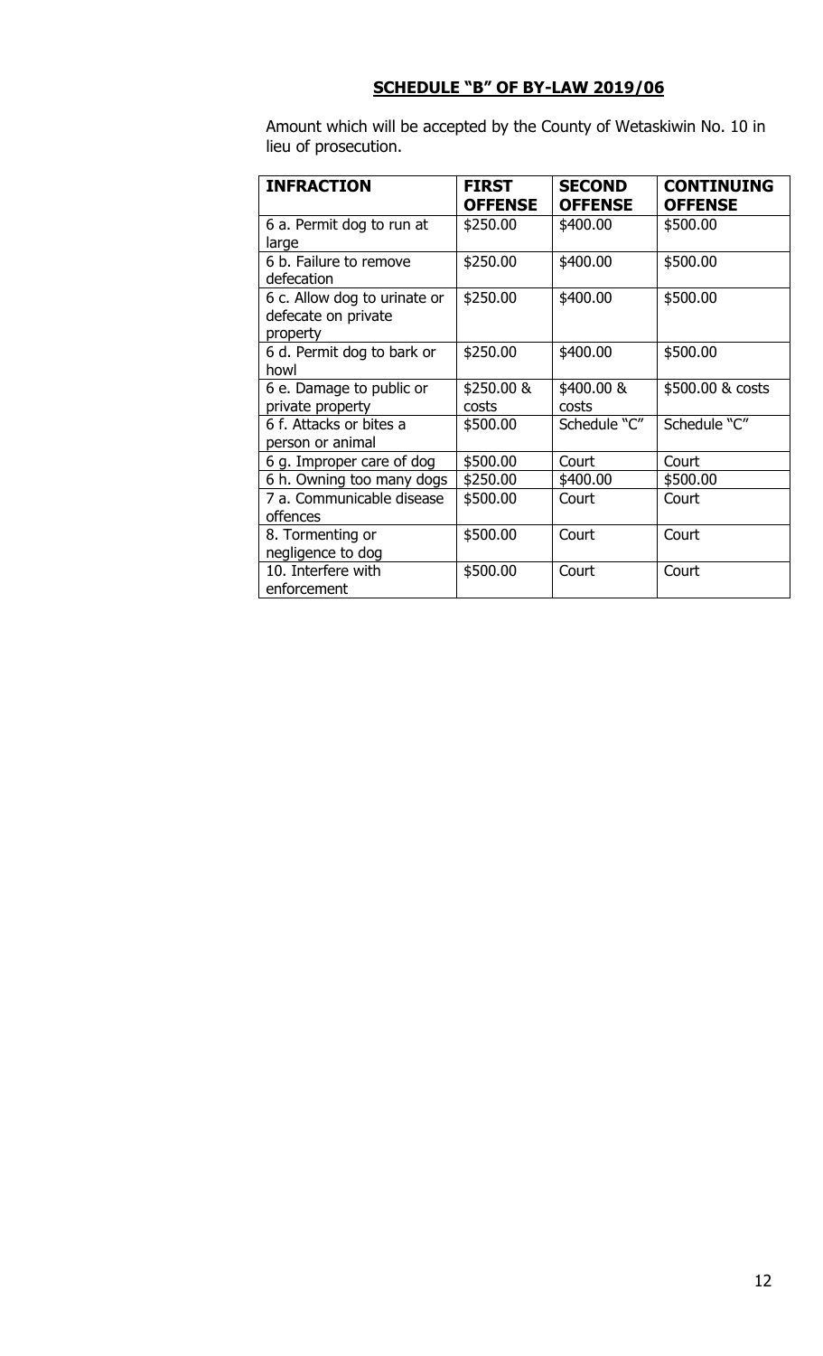## SCHEDULE "B" OF BY-LAW 2019/06

Amount which will be accepted by the County of Wetaskiwin No. 10 in lieu of prosecution.

| INFRACTION | FIRST OFFENSE | SECOND OFFENSE | CONTINUING OFFENSE |
|---|---|---|---|
| 6 a. Permit dog to run at large | \$250.00 | \$400.00 | \$500.00 |
| 6 b. Failure to remove defecation | \$250.00 | \$400.00 | \$500.00 |
| 6 c. Allow dog to urinate or defecate on private property | \$250.00 | \$400.00 | \$500.00 |
| 6 d. Permit dog to bark or howl | \$250.00 | \$400.00 | \$500.00 |
| 6 e. Damage to public or private property | \$250.00 & costs | \$400.00 & costs | \$500.00 & costs |
| 6 f. Attacks or bites a person or animal | \$500.00 | Schedule "C" | Schedule "C" |
| 6 g. Improper care of dog | \$500.00 | Court | Court |
| 6 h. Owning too many dogs | \$250.00 | \$400.00 | \$500.00 |
| 7 a. Communicable disease offences | \$500.00 | Court | Court |
| 8. Tormenting or negligence to dog | \$500.00 | Court | Court |
| 10. Interfere with enforcement | \$500.00 | Court | Court |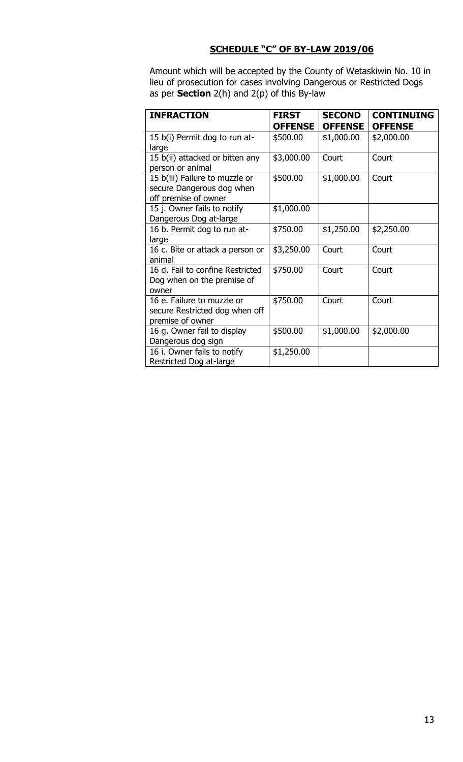## **SCHEDULE "C" OF BY-LAW 2019/06**

Amount which will be accepted by the County of Wetaskiwin No. 10 in lieu of prosecution for cases involving Dangerous or Restricted Dogs as per **Section** 2(h) and 2(p) of this By-law

| **INFRACTION** | **FIRST OFFENSE** | **SECOND OFFENSE** | **CONTINUING OFFENSE** |
|---|---|---|---|
| 15 b(i) Permit dog to run at-large | \$500.00 | \$1,000.00 | \$2,000.00 |
| 15 b(ii) attacked or bitten any person or animal | \$3,000.00 | Court | Court |
| 15 b(iii) Failure to muzzle or secure Dangerous dog when off premise of owner | \$500.00 | \$1,000.00 | Court |
| 15 j. Owner fails to notify Dangerous Dog at-large | \$1,000.00 | | |
| 16 b. Permit dog to run at-large | \$750.00 | \$1,250.00 | \$2,250.00 |
| 16 c. Bite or attack a person or animal | \$3,250.00 | Court | Court |
| 16 d. Fail to confine Restricted Dog when on the premise of owner | \$750.00 | Court | Court |
| 16 e. Failure to muzzle or secure Restricted dog when off premise of owner | \$750.00 | Court | Court |
| 16 g. Owner fail to display Dangerous dog sign | \$500.00 | \$1,000.00 | \$2,000.00 |
| 16 i. Owner fails to notify Restricted Dog at-large | \$1,250.00 | | |